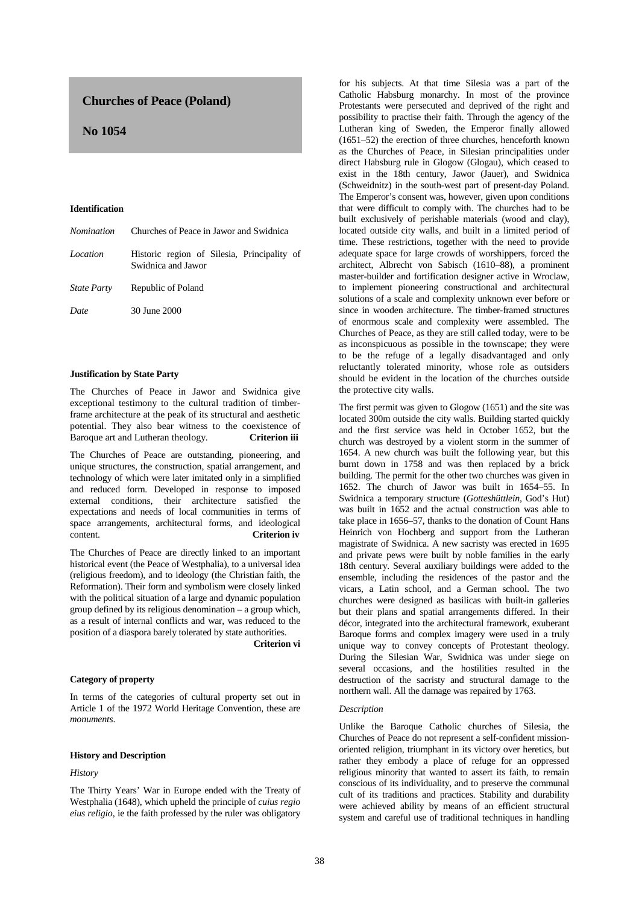# Churches of Peace (Poland)

## No 1054

### Identification

| | |
|---|---|
| *Nomination* | Churches of Peace in Jawor and Swidnica |
| *Location* | Historic region of Silesia, Principality of Swidnica and Jawor |
| *State Party* | Republic of Poland |
| *Date* | 30 June 2000 |

### Justification by State Party

The Churches of Peace in Jawor and Swidnica give exceptional testimony to the cultural tradition of timber-frame architecture at the peak of its structural and aesthetic potential. They also bear witness to the coexistence of Baroque art and Lutheran theology. **Criterion iii**

The Churches of Peace are outstanding, pioneering, and unique structures, the construction, spatial arrangement, and technology of which were later imitated only in a simplified and reduced form. Developed in response to imposed external conditions, their architecture satisfied the expectations and needs of local communities in terms of space arrangements, architectural forms, and ideological content. **Criterion iv**

The Churches of Peace are directly linked to an important historical event (the Peace of Westphalia), to a universal idea (religious freedom), and to ideology (the Christian faith, the Reformation). Their form and symbolism were closely linked with the political situation of a large and dynamic population group defined by its religious denomination – a group which, as a result of internal conflicts and war, was reduced to the position of a diaspora barely tolerated by state authorities. **Criterion vi**

### Category of property

In terms of the categories of cultural property set out in Article 1 of the 1972 World Heritage Convention, these are *monuments*.

### History and Description

*History*

The Thirty Years' War in Europe ended with the Treaty of Westphalia (1648), which upheld the principle of *cuius regio eius religio*, ie the faith professed by the ruler was obligatory for his subjects. At that time Silesia was a part of the Catholic Habsburg monarchy. In most of the province Protestants were persecuted and deprived of the right and possibility to practise their faith. Through the agency of the Lutheran king of Sweden, the Emperor finally allowed (1651–52) the erection of three churches, henceforth known as the Churches of Peace, in Silesian principalities under direct Habsburg rule in Glogow (Glogau), which ceased to exist in the 18th century, Jawor (Jauer), and Swidnica (Schweidnitz) in the south-west part of present-day Poland. The Emperor's consent was, however, given upon conditions that were difficult to comply with. The churches had to be built exclusively of perishable materials (wood and clay), located outside city walls, and built in a limited period of time. These restrictions, together with the need to provide adequate space for large crowds of worshippers, forced the architect, Albrecht von Sabisch (1610–88), a prominent master-builder and fortification designer active in Wroclaw, to implement pioneering constructional and architectural solutions of a scale and complexity unknown ever before or since in wooden architecture. The timber-framed structures of enormous scale and complexity were assembled. The Churches of Peace, as they are still called today, were to be as inconspicuous as possible in the townscape; they were to be the refuge of a legally disadvantaged and only reluctantly tolerated minority, whose role as outsiders should be evident in the location of the churches outside the protective city walls.

The first permit was given to Glogow (1651) and the site was located 300m outside the city walls. Building started quickly and the first service was held in October 1652, but the church was destroyed by a violent storm in the summer of 1654. A new church was built the following year, but this burnt down in 1758 and was then replaced by a brick building. The permit for the other two churches was given in 1652. The church of Jawor was built in 1654–55. In Swidnica a temporary structure (*Gotteshüttlein*, God's Hut) was built in 1652 and the actual construction was able to take place in 1656–57, thanks to the donation of Count Hans Heinrich von Hochberg and support from the Lutheran magistrate of Swidnica. A new sacristy was erected in 1695 and private pews were built by noble families in the early 18th century. Several auxiliary buildings were added to the ensemble, including the residences of the pastor and the vicars, a Latin school, and a German school. The two churches were designed as basilicas with built-in galleries but their plans and spatial arrangements differed. In their décor, integrated into the architectural framework, exuberant Baroque forms and complex imagery were used in a truly unique way to convey concepts of Protestant theology. During the Silesian War, Swidnica was under siege on several occasions, and the hostilities resulted in the destruction of the sacristy and structural damage to the northern wall. All the damage was repaired by 1763.

*Description*

Unlike the Baroque Catholic churches of Silesia, the Churches of Peace do not represent a self-confident mission-oriented religion, triumphant in its victory over heretics, but rather they embody a place of refuge for an oppressed religious minority that wanted to assert its faith, to remain conscious of its individuality, and to preserve the communal cult of its traditions and practices. Stability and durability were achieved ability by means of an efficient structural system and careful use of traditional techniques in handling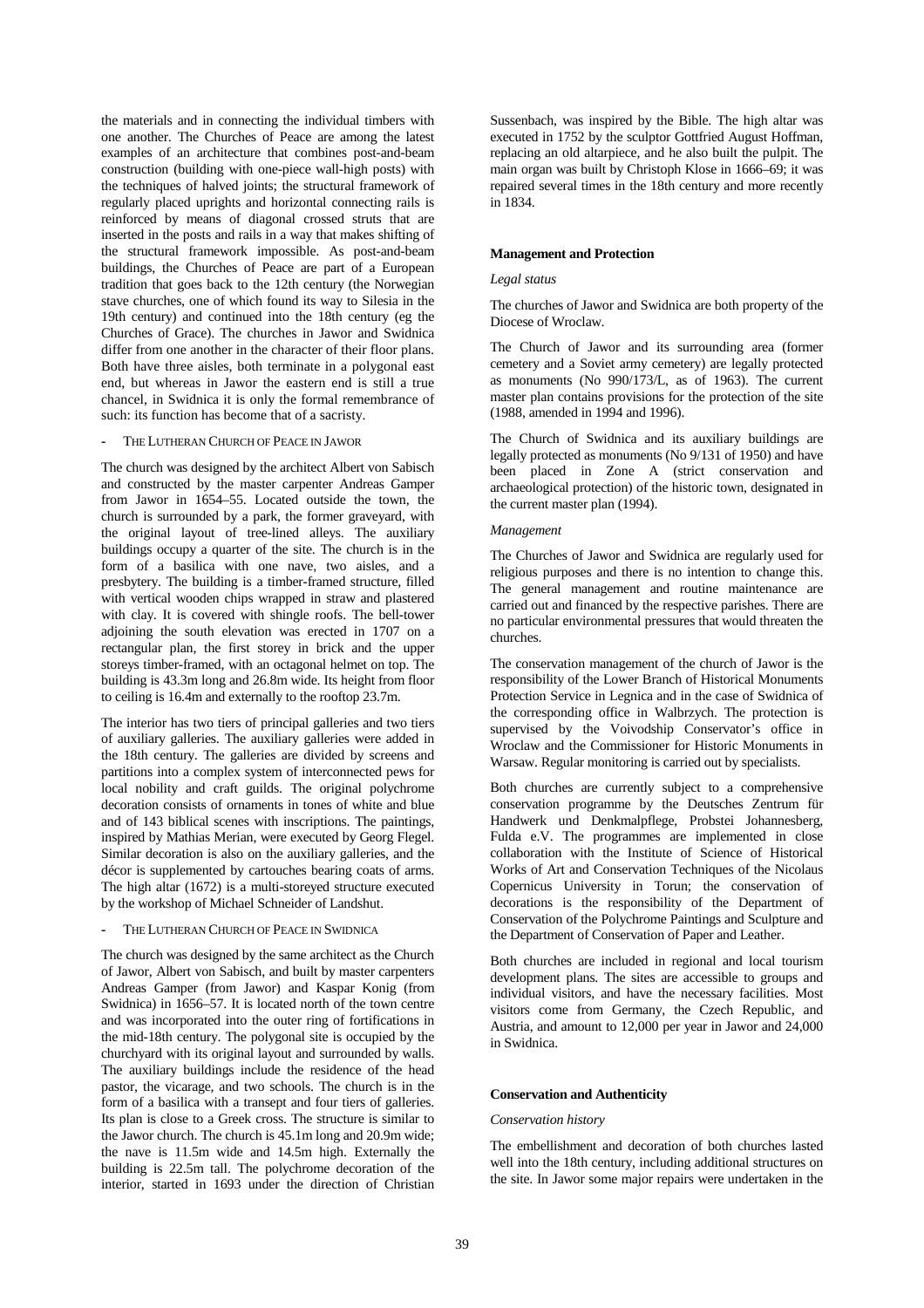the materials and in connecting the individual timbers with one another. The Churches of Peace are among the latest examples of an architecture that combines post-and-beam construction (building with one-piece wall-high posts) with the techniques of halved joints; the structural framework of regularly placed uprights and horizontal connecting rails is reinforced by means of diagonal crossed struts that are inserted in the posts and rails in a way that makes shifting of the structural framework impossible. As post-and-beam buildings, the Churches of Peace are part of a European tradition that goes back to the 12th century (the Norwegian stave churches, one of which found its way to Silesia in the 19th century) and continued into the 18th century (eg the Churches of Grace). The churches in Jawor and Swidnica differ from one another in the character of their floor plans. Both have three aisles, both terminate in a polygonal east end, but whereas in Jawor the eastern end is still a true chancel, in Swidnica it is only the formal remembrance of such: its function has become that of a sacristy.

- THE LUTHERAN CHURCH OF PEACE IN JAWOR

The church was designed by the architect Albert von Sabisch and constructed by the master carpenter Andreas Gamper from Jawor in 1654–55. Located outside the town, the church is surrounded by a park, the former graveyard, with the original layout of tree-lined alleys. The auxiliary buildings occupy a quarter of the site. The church is in the form of a basilica with one nave, two aisles, and a presbytery. The building is a timber-framed structure, filled with vertical wooden chips wrapped in straw and plastered with clay. It is covered with shingle roofs. The bell-tower adjoining the south elevation was erected in 1707 on a rectangular plan, the first storey in brick and the upper storeys timber-framed, with an octagonal helmet on top. The building is 43.3m long and 26.8m wide. Its height from floor to ceiling is 16.4m and externally to the rooftop 23.7m.

The interior has two tiers of principal galleries and two tiers of auxiliary galleries. The auxiliary galleries were added in the 18th century. The galleries are divided by screens and partitions into a complex system of interconnected pews for local nobility and craft guilds. The original polychrome decoration consists of ornaments in tones of white and blue and of 143 biblical scenes with inscriptions. The paintings, inspired by Mathias Merian, were executed by Georg Flegel. Similar decoration is also on the auxiliary galleries, and the décor is supplemented by cartouches bearing coats of arms. The high altar (1672) is a multi-storeyed structure executed by the workshop of Michael Schneider of Landshut.

- THE LUTHERAN CHURCH OF PEACE IN SWIDNICA

The church was designed by the same architect as the Church of Jawor, Albert von Sabisch, and built by master carpenters Andreas Gamper (from Jawor) and Kaspar Konig (from Swidnica) in 1656–57. It is located north of the town centre and was incorporated into the outer ring of fortifications in the mid-18th century. The polygonal site is occupied by the churchyard with its original layout and surrounded by walls. The auxiliary buildings include the residence of the head pastor, the vicarage, and two schools. The church is in the form of a basilica with a transept and four tiers of galleries. Its plan is close to a Greek cross. The structure is similar to the Jawor church. The church is 45.1m long and 20.9m wide; the nave is 11.5m wide and 14.5m high. Externally the building is 22.5m tall. The polychrome decoration of the interior, started in 1693 under the direction of Christian Sussenbach, was inspired by the Bible. The high altar was executed in 1752 by the sculptor Gottfried August Hoffman, replacing an old altarpiece, and he also built the pulpit. The main organ was built by Christoph Klose in 1666–69; it was repaired several times in the 18th century and more recently in 1834.

**Management and Protection**

*Legal status*

The churches of Jawor and Swidnica are both property of the Diocese of Wroclaw.

The Church of Jawor and its surrounding area (former cemetery and a Soviet army cemetery) are legally protected as monuments (No 990/173/L, as of 1963). The current master plan contains provisions for the protection of the site (1988, amended in 1994 and 1996).

The Church of Swidnica and its auxiliary buildings are legally protected as monuments (No 9/131 of 1950) and have been placed in Zone A (strict conservation and archaeological protection) of the historic town, designated in the current master plan (1994).

*Management*

The Churches of Jawor and Swidnica are regularly used for religious purposes and there is no intention to change this. The general management and routine maintenance are carried out and financed by the respective parishes. There are no particular environmental pressures that would threaten the churches.

The conservation management of the church of Jawor is the responsibility of the Lower Branch of Historical Monuments Protection Service in Legnica and in the case of Swidnica of the corresponding office in Walbrzych. The protection is supervised by the Voivodship Conservator's office in Wroclaw and the Commissioner for Historic Monuments in Warsaw. Regular monitoring is carried out by specialists.

Both churches are currently subject to a comprehensive conservation programme by the Deutsches Zentrum für Handwerk und Denkmalpflege, Probstei Johannesberg, Fulda e.V. The programmes are implemented in close collaboration with the Institute of Science of Historical Works of Art and Conservation Techniques of the Nicolaus Copernicus University in Torun; the conservation of decorations is the responsibility of the Department of Conservation of the Polychrome Paintings and Sculpture and the Department of Conservation of Paper and Leather.

Both churches are included in regional and local tourism development plans. The sites are accessible to groups and individual visitors, and have the necessary facilities. Most visitors come from Germany, the Czech Republic, and Austria, and amount to 12,000 per year in Jawor and 24,000 in Swidnica.

**Conservation and Authenticity**

*Conservation history*

The embellishment and decoration of both churches lasted well into the 18th century, including additional structures on the site. In Jawor some major repairs were undertaken in the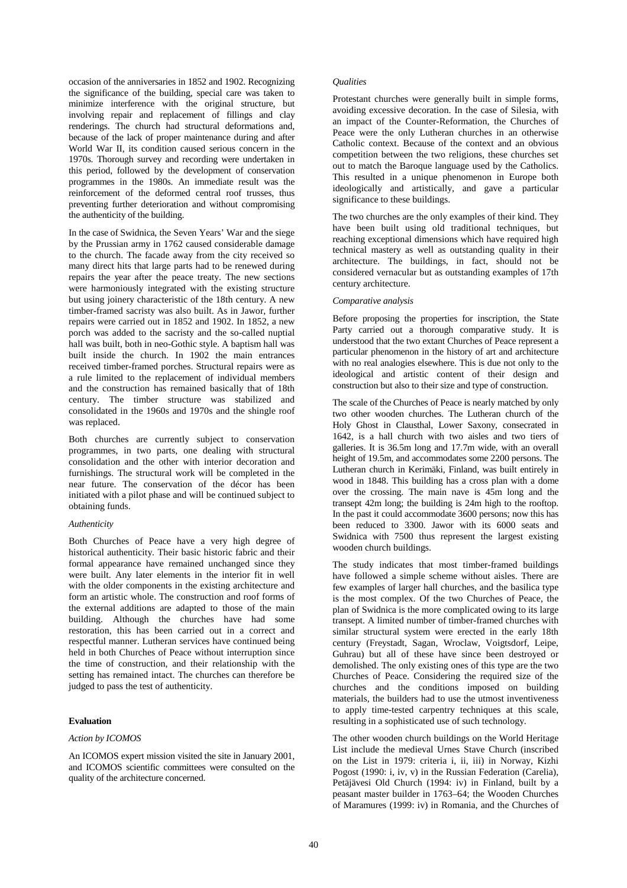occasion of the anniversaries in 1852 and 1902. Recognizing the significance of the building, special care was taken to minimize interference with the original structure, but involving repair and replacement of fillings and clay renderings. The church had structural deformations and, because of the lack of proper maintenance during and after World War II, its condition caused serious concern in the 1970s. Thorough survey and recording were undertaken in this period, followed by the development of conservation programmes in the 1980s. An immediate result was the reinforcement of the deformed central roof trusses, thus preventing further deterioration and without compromising the authenticity of the building.

In the case of Swidnica, the Seven Years' War and the siege by the Prussian army in 1762 caused considerable damage to the church. The facade away from the city received so many direct hits that large parts had to be renewed during repairs the year after the peace treaty. The new sections were harmoniously integrated with the existing structure but using joinery characteristic of the 18th century. A new timber-framed sacristy was also built. As in Jawor, further repairs were carried out in 1852 and 1902. In 1852, a new porch was added to the sacristy and the so-called nuptial hall was built, both in neo-Gothic style. A baptism hall was built inside the church. In 1902 the main entrances received timber-framed porches. Structural repairs were as a rule limited to the replacement of individual members and the construction has remained basically that of 18th century. The timber structure was stabilized and consolidated in the 1960s and 1970s and the shingle roof was replaced.

Both churches are currently subject to conservation programmes, in two parts, one dealing with structural consolidation and the other with interior decoration and furnishings. The structural work will be completed in the near future. The conservation of the décor has been initiated with a pilot phase and will be continued subject to obtaining funds.

*Authenticity*

Both Churches of Peace have a very high degree of historical authenticity. Their basic historic fabric and their formal appearance have remained unchanged since they were built. Any later elements in the interior fit in well with the older components in the existing architecture and form an artistic whole. The construction and roof forms of the external additions are adapted to those of the main building. Although the churches have had some restoration, this has been carried out in a correct and respectful manner. Lutheran services have continued being held in both Churches of Peace without interruption since the time of construction, and their relationship with the setting has remained intact. The churches can therefore be judged to pass the test of authenticity.

**Evaluation**

*Action by ICOMOS*

An ICOMOS expert mission visited the site in January 2001, and ICOMOS scientific committees were consulted on the quality of the architecture concerned.

*Qualities*

Protestant churches were generally built in simple forms, avoiding excessive decoration. In the case of Silesia, with an impact of the Counter-Reformation, the Churches of Peace were the only Lutheran churches in an otherwise Catholic context. Because of the context and an obvious competition between the two religions, these churches set out to match the Baroque language used by the Catholics. This resulted in a unique phenomenon in Europe both ideologically and artistically, and gave a particular significance to these buildings.

The two churches are the only examples of their kind. They have been built using old traditional techniques, but reaching exceptional dimensions which have required high technical mastery as well as outstanding quality in their architecture. The buildings, in fact, should not be considered vernacular but as outstanding examples of 17th century architecture.

*Comparative analysis*

Before proposing the properties for inscription, the State Party carried out a thorough comparative study. It is understood that the two extant Churches of Peace represent a particular phenomenon in the history of art and architecture with no real analogies elsewhere. This is due not only to the ideological and artistic content of their design and construction but also to their size and type of construction.

The scale of the Churches of Peace is nearly matched by only two other wooden churches. The Lutheran church of the Holy Ghost in Clausthal, Lower Saxony, consecrated in 1642, is a hall church with two aisles and two tiers of galleries. It is 36.5m long and 17.7m wide, with an overall height of 19.5m, and accommodates some 2200 persons. The Lutheran church in Kerimäki, Finland, was built entirely in wood in 1848. This building has a cross plan with a dome over the crossing. The main nave is 45m long and the transept 42m long; the building is 24m high to the rooftop. In the past it could accommodate 3600 persons; now this has been reduced to 3300. Jawor with its 6000 seats and Swidnica with 7500 thus represent the largest existing wooden church buildings.

The study indicates that most timber-framed buildings have followed a simple scheme without aisles. There are few examples of larger hall churches, and the basilica type is the most complex. Of the two Churches of Peace, the plan of Swidnica is the more complicated owing to its large transept. A limited number of timber-framed churches with similar structural system were erected in the early 18th century (Freystadt, Sagan, Wroclaw, Voigtsdorf, Leipe, Guhrau) but all of these have since been destroyed or demolished. The only existing ones of this type are the two Churches of Peace. Considering the required size of the churches and the conditions imposed on building materials, the builders had to use the utmost inventiveness to apply time-tested carpentry techniques at this scale, resulting in a sophisticated use of such technology.

The other wooden church buildings on the World Heritage List include the medieval Urnes Stave Church (inscribed on the List in 1979: criteria i, ii, iii) in Norway, Kizhi Pogost (1990: i, iv, v) in the Russian Federation (Carelia), Petäjävesi Old Church (1994: iv) in Finland, built by a peasant master builder in 1763–64; the Wooden Churches of Maramures (1999: iv) in Romania, and the Churches of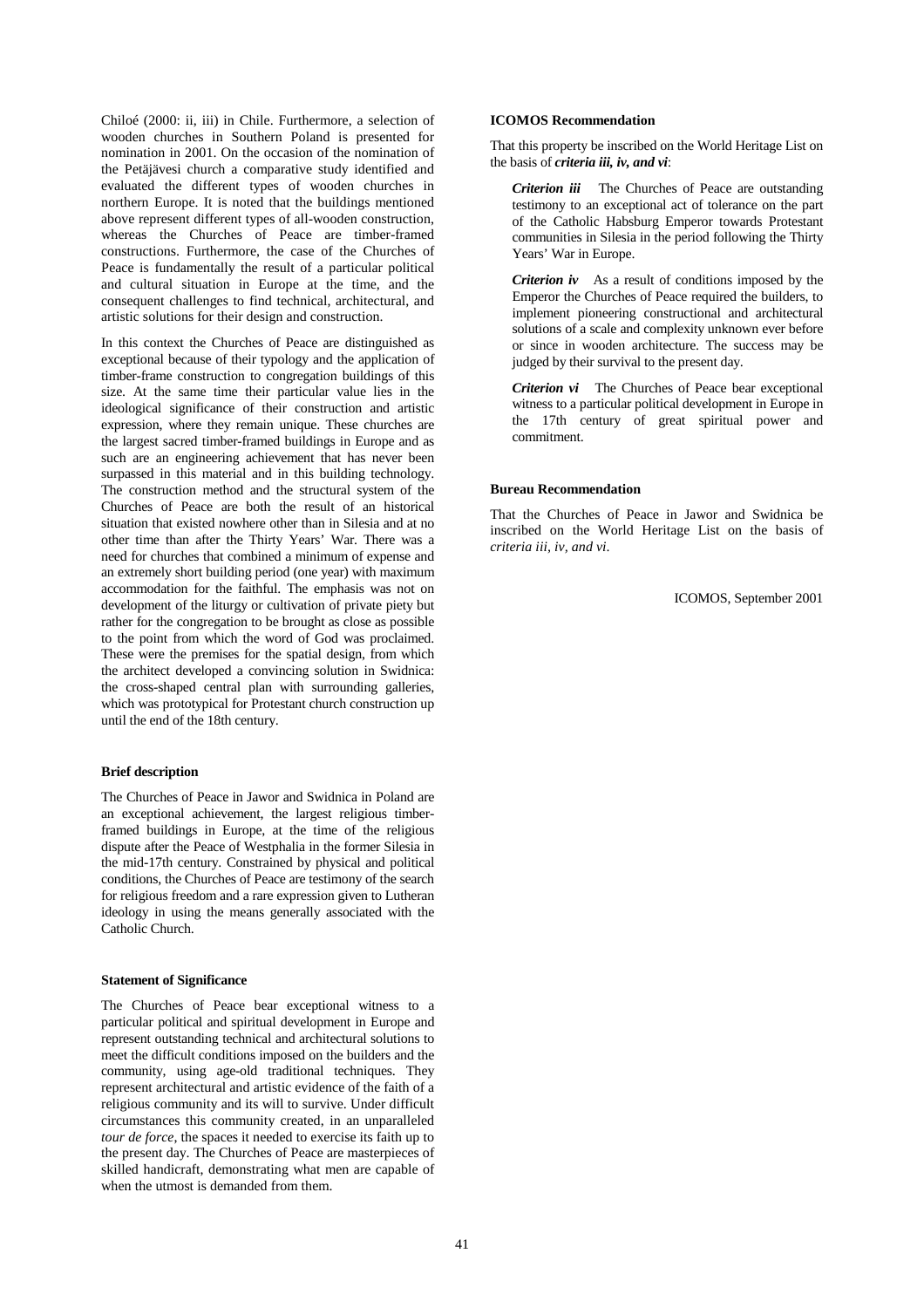Chiloé (2000: ii, iii) in Chile. Furthermore, a selection of wooden churches in Southern Poland is presented for nomination in 2001. On the occasion of the nomination of the Petäjävesi church a comparative study identified and evaluated the different types of wooden churches in northern Europe. It is noted that the buildings mentioned above represent different types of all-wooden construction, whereas the Churches of Peace are timber-framed constructions. Furthermore, the case of the Churches of Peace is fundamentally the result of a particular political and cultural situation in Europe at the time, and the consequent challenges to find technical, architectural, and artistic solutions for their design and construction.

In this context the Churches of Peace are distinguished as exceptional because of their typology and the application of timber-frame construction to congregation buildings of this size. At the same time their particular value lies in the ideological significance of their construction and artistic expression, where they remain unique. These churches are the largest sacred timber-framed buildings in Europe and as such are an engineering achievement that has never been surpassed in this material and in this building technology. The construction method and the structural system of the Churches of Peace are both the result of an historical situation that existed nowhere other than in Silesia and at no other time than after the Thirty Years' War. There was a need for churches that combined a minimum of expense and an extremely short building period (one year) with maximum accommodation for the faithful. The emphasis was not on development of the liturgy or cultivation of private piety but rather for the congregation to be brought as close as possible to the point from which the word of God was proclaimed. These were the premises for the spatial design, from which the architect developed a convincing solution in Swidnica: the cross-shaped central plan with surrounding galleries, which was prototypical for Protestant church construction up until the end of the 18th century.

### Brief description

The Churches of Peace in Jawor and Swidnica in Poland are an exceptional achievement, the largest religious timber-framed buildings in Europe, at the time of the religious dispute after the Peace of Westphalia in the former Silesia in the mid-17th century. Constrained by physical and political conditions, the Churches of Peace are testimony of the search for religious freedom and a rare expression given to Lutheran ideology in using the means generally associated with the Catholic Church.

### Statement of Significance

The Churches of Peace bear exceptional witness to a particular political and spiritual development in Europe and represent outstanding technical and architectural solutions to meet the difficult conditions imposed on the builders and the community, using age-old traditional techniques. They represent architectural and artistic evidence of the faith of a religious community and its will to survive. Under difficult circumstances this community created, in an unparalleled *tour de force*, the spaces it needed to exercise its faith up to the present day. The Churches of Peace are masterpieces of skilled handicraft, demonstrating what men are capable of when the utmost is demanded from them.

### ICOMOS Recommendation

That this property be inscribed on the World Heritage List on the basis of ***criteria iii, iv, and vi***:

> ***Criterion iii*** The Churches of Peace are outstanding testimony to an exceptional act of tolerance on the part of the Catholic Habsburg Emperor towards Protestant communities in Silesia in the period following the Thirty Years' War in Europe.
>
> ***Criterion iv*** As a result of conditions imposed by the Emperor the Churches of Peace required the builders, to implement pioneering constructional and architectural solutions of a scale and complexity unknown ever before or since in wooden architecture. The success may be judged by their survival to the present day.
>
> ***Criterion vi*** The Churches of Peace bear exceptional witness to a particular political development in Europe in the 17th century of great spiritual power and commitment.

### Bureau Recommendation

That the Churches of Peace in Jawor and Swidnica be inscribed on the World Heritage List on the basis of *criteria iii, iv, and vi*.

ICOMOS, September 2001